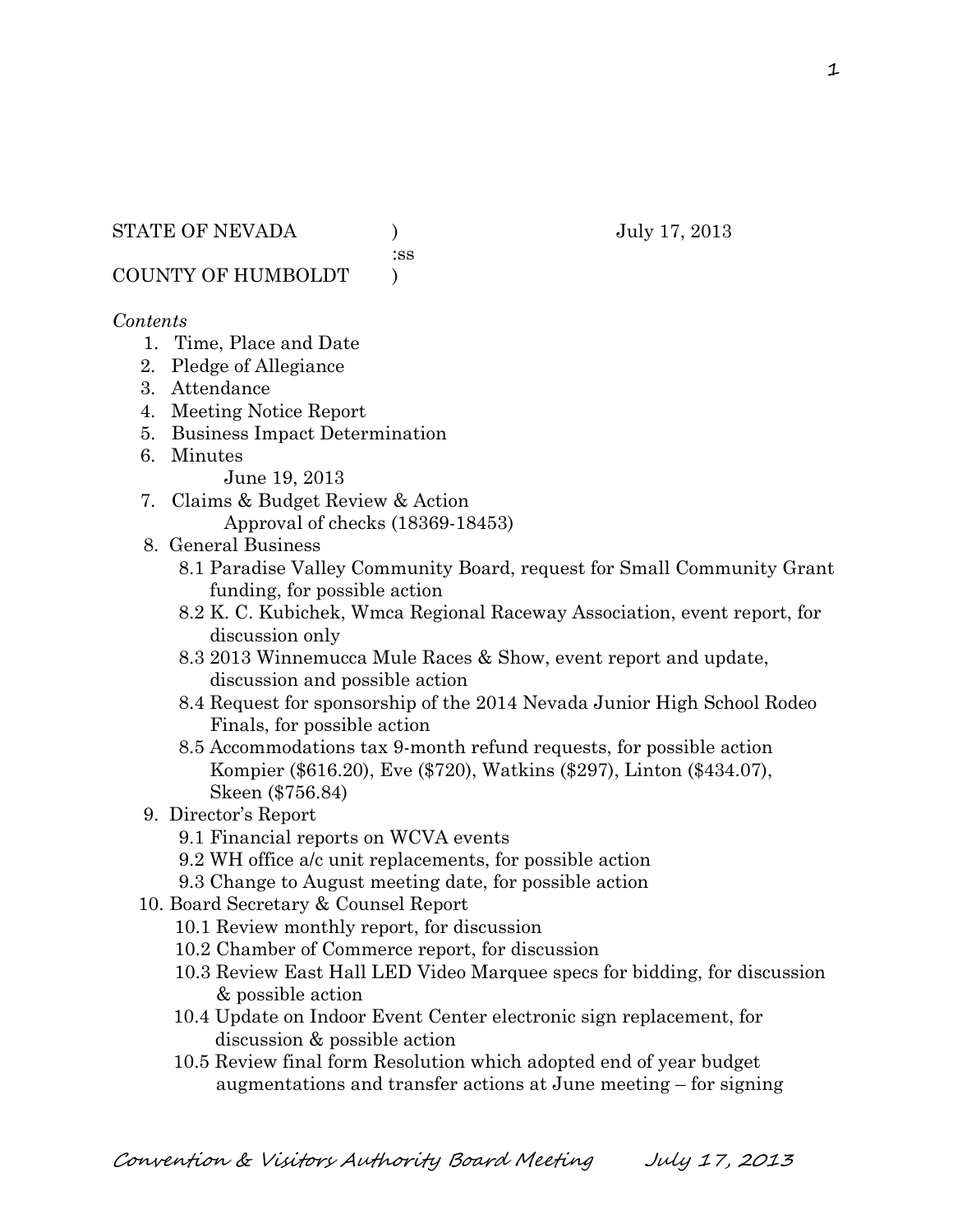STATE OF NEVADA ) July 17, 2013
:ss
COUNTY OF HUMBOLDT )

*Contents*

1. Time, Place and Date
2. Pledge of Allegiance
3. Attendance
4. Meeting Notice Report
5. Business Impact Determination
6. Minutes
   June 19, 2013
7. Claims & Budget Review & Action
   Approval of checks (18369-18453)
8. General Business
   - 8.1 Paradise Valley Community Board, request for Small Community Grant funding, for possible action
   - 8.2 K. C. Kubichek, Wmca Regional Raceway Association, event report, for discussion only
   - 8.3 2013 Winnemucca Mule Races & Show, event report and update, discussion and possible action
   - 8.4 Request for sponsorship of the 2014 Nevada Junior High School Rodeo Finals, for possible action
   - 8.5 Accommodations tax 9-month refund requests, for possible action Kompier ($616.20), Eve ($720), Watkins ($297), Linton ($434.07), Skeen ($756.84)
9. Director's Report
   - 9.1 Financial reports on WCVA events
   - 9.2 WH office a/c unit replacements, for possible action
   - 9.3 Change to August meeting date, for possible action
10. Board Secretary & Counsel Report
    - 10.1 Review monthly report, for discussion
    - 10.2 Chamber of Commerce report, for discussion
    - 10.3 Review East Hall LED Video Marquee specs for bidding, for discussion & possible action
    - 10.4 Update on Indoor Event Center electronic sign replacement, for discussion & possible action
    - 10.5 Review final form Resolution which adopted end of year budget augmentations and transfer actions at June meeting – for signing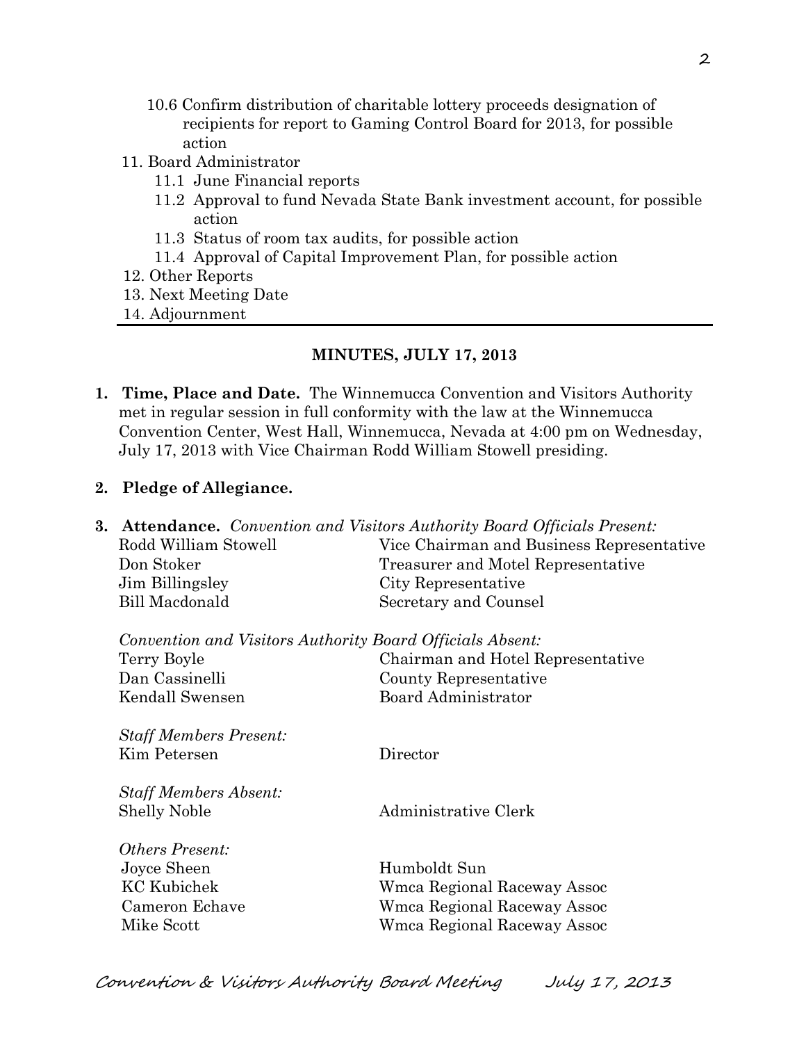10.6 Confirm distribution of charitable lottery proceeds designation of recipients for report to Gaming Control Board for 2013, for possible action

11. Board Administrator
    - 11.1 June Financial reports
    - 11.2 Approval to fund Nevada State Bank investment account, for possible action
    - 11.3 Status of room tax audits, for possible action
    - 11.4 Approval of Capital Improvement Plan, for possible action
12. Other Reports
13. Next Meeting Date
14. Adjournment

---

## MINUTES, JULY 17, 2013

**1. Time, Place and Date.** The Winnemucca Convention and Visitors Authority met in regular session in full conformity with the law at the Winnemucca Convention Center, West Hall, Winnemucca, Nevada at 4:00 pm on Wednesday, July 17, 2013 with Vice Chairman Rodd William Stowell presiding.

**2. Pledge of Allegiance.**

**3. Attendance.** *Convention and Visitors Authority Board Officials Present:*

| | |
|---|---|
| Rodd William Stowell | Vice Chairman and Business Representative |
| Don Stoker | Treasurer and Motel Representative |
| Jim Billingsley | City Representative |
| Bill Macdonald | Secretary and Counsel |

*Convention and Visitors Authority Board Officials Absent:*

| | |
|---|---|
| Terry Boyle | Chairman and Hotel Representative |
| Dan Cassinelli | County Representative |
| Kendall Swensen | Board Administrator |

*Staff Members Present:*

| | |
|---|---|
| Kim Petersen | Director |

*Staff Members Absent:*

| | |
|---|---|
| Shelly Noble | Administrative Clerk |

*Others Present:*

| | |
|---|---|
| Joyce Sheen | Humboldt Sun |
| KC Kubichek | Wmca Regional Raceway Assoc |
| Cameron Echave | Wmca Regional Raceway Assoc |
| Mike Scott | Wmca Regional Raceway Assoc |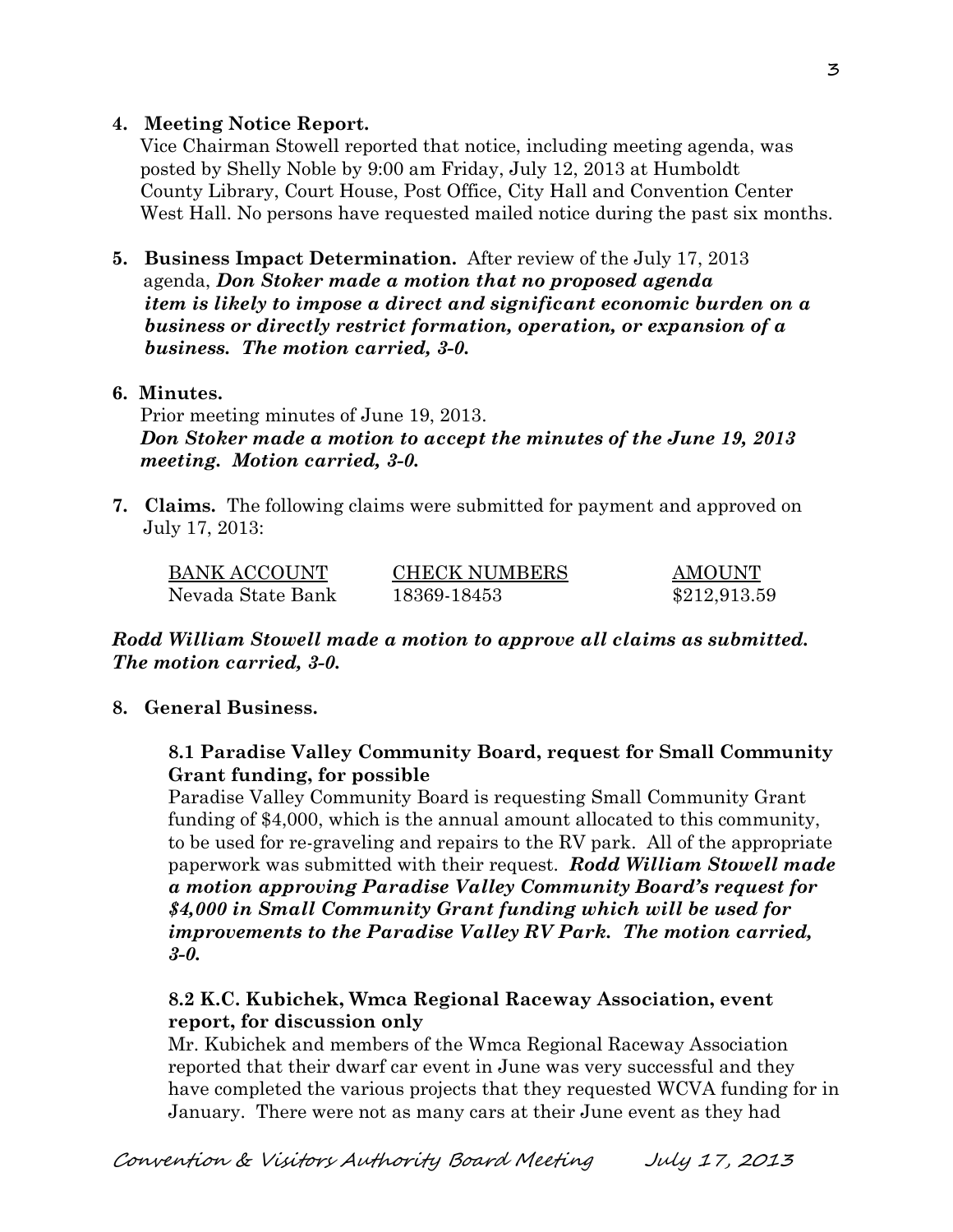**4. Meeting Notice Report.**

Vice Chairman Stowell reported that notice, including meeting agenda, was posted by Shelly Noble by 9:00 am Friday, July 12, 2013 at Humboldt County Library, Court House, Post Office, City Hall and Convention Center West Hall. No persons have requested mailed notice during the past six months.

**5. Business Impact Determination.** After review of the July 17, 2013 agenda, ***Don Stoker made a motion that no proposed agenda item is likely to impose a direct and significant economic burden on a business or directly restrict formation, operation, or expansion of a business. The motion carried, 3-0.***

**6. Minutes.**

Prior meeting minutes of June 19, 2013.

***Don Stoker made a motion to accept the minutes of the June 19, 2013 meeting. Motion carried, 3-0.***

**7. Claims.** The following claims were submitted for payment and approved on July 17, 2013:

| BANK ACCOUNT | CHECK NUMBERS | AMOUNT |
|---|---|---|
| Nevada State Bank | 18369-18453 | $212,913.59 |

***Rodd William Stowell made a motion to approve all claims as submitted. The motion carried, 3-0.***

**8. General Business.**

**8.1 Paradise Valley Community Board, request for Small Community Grant funding, for possible**

Paradise Valley Community Board is requesting Small Community Grant funding of $4,000, which is the annual amount allocated to this community, to be used for re-graveling and repairs to the RV park. All of the appropriate paperwork was submitted with their request. ***Rodd William Stowell made a motion approving Paradise Valley Community Board's request for $4,000 in Small Community Grant funding which will be used for improvements to the Paradise Valley RV Park. The motion carried, 3-0.***

**8.2 K.C. Kubichek, Wmca Regional Raceway Association, event report, for discussion only**

Mr. Kubichek and members of the Wmca Regional Raceway Association reported that their dwarf car event in June was very successful and they have completed the various projects that they requested WCVA funding for in January. There were not as many cars at their June event as they had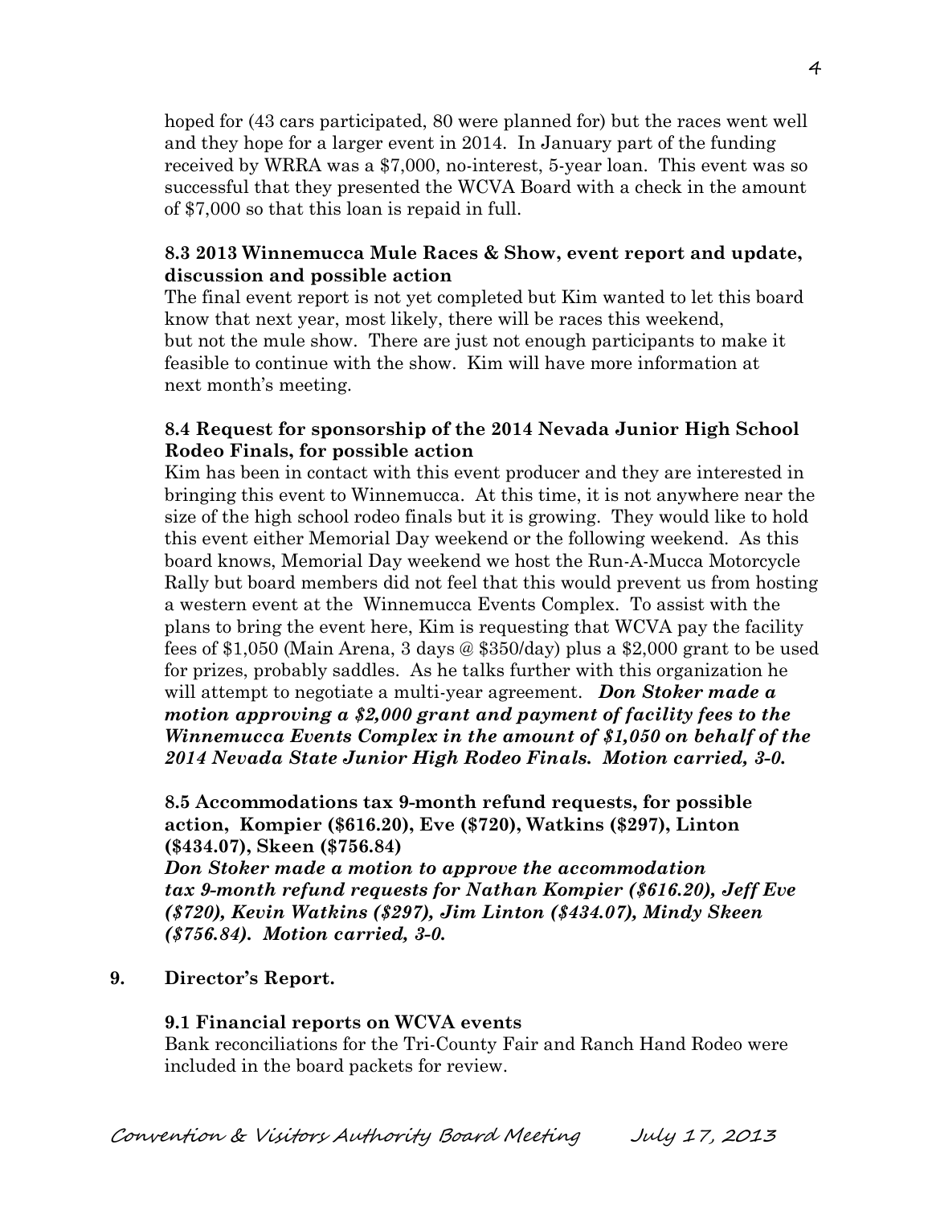hoped for (43 cars participated, 80 were planned for) but the races went well and they hope for a larger event in 2014. In January part of the funding received by WRRA was a $7,000, no-interest, 5-year loan. This event was so successful that they presented the WCVA Board with a check in the amount of $7,000 so that this loan is repaid in full.

**8.3 2013 Winnemucca Mule Races & Show, event report and update, discussion and possible action**

The final event report is not yet completed but Kim wanted to let this board know that next year, most likely, there will be races this weekend, but not the mule show. There are just not enough participants to make it feasible to continue with the show. Kim will have more information at next month's meeting.

**8.4 Request for sponsorship of the 2014 Nevada Junior High School Rodeo Finals, for possible action**

Kim has been in contact with this event producer and they are interested in bringing this event to Winnemucca. At this time, it is not anywhere near the size of the high school rodeo finals but it is growing. They would like to hold this event either Memorial Day weekend or the following weekend. As this board knows, Memorial Day weekend we host the Run-A-Mucca Motorcycle Rally but board members did not feel that this would prevent us from hosting a western event at the Winnemucca Events Complex. To assist with the plans to bring the event here, Kim is requesting that WCVA pay the facility fees of $1,050 (Main Arena, 3 days @ $350/day) plus a $2,000 grant to be used for prizes, probably saddles. As he talks further with this organization he will attempt to negotiate a multi-year agreement. ***Don Stoker made a motion approving a $2,000 grant and payment of facility fees to the Winnemucca Events Complex in the amount of $1,050 on behalf of the 2014 Nevada State Junior High Rodeo Finals. Motion carried, 3-0.***

**8.5 Accommodations tax 9-month refund requests, for possible action, Kompier ($616.20), Eve ($720), Watkins ($297), Linton ($434.07), Skeen ($756.84)**

***Don Stoker made a motion to approve the accommodation tax 9-month refund requests for Nathan Kompier ($616.20), Jeff Eve ($720), Kevin Watkins ($297), Jim Linton ($434.07), Mindy Skeen ($756.84). Motion carried, 3-0.***

**9. Director's Report.**

**9.1 Financial reports on WCVA events**

Bank reconciliations for the Tri-County Fair and Ranch Hand Rodeo were included in the board packets for review.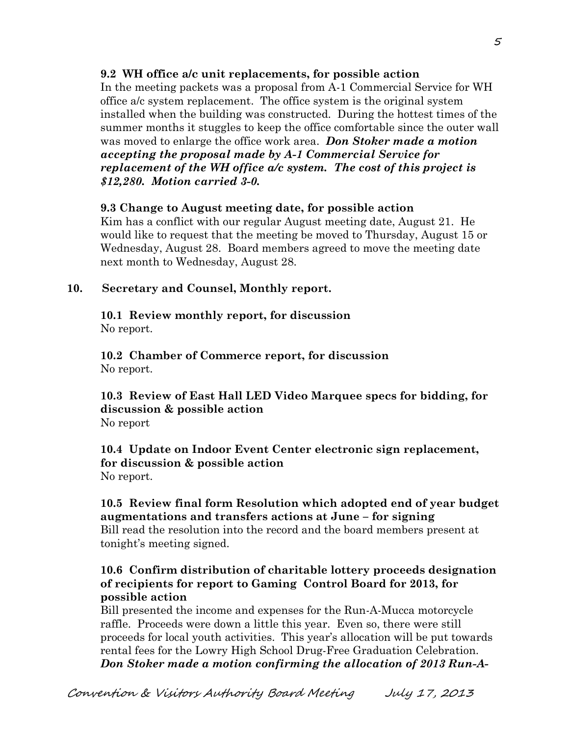**9.2 WH office a/c unit replacements, for possible action**

In the meeting packets was a proposal from A-1 Commercial Service for WH office a/c system replacement. The office system is the original system installed when the building was constructed. During the hottest times of the summer months it stuggles to keep the office comfortable since the outer wall was moved to enlarge the office work area. ***Don Stoker made a motion accepting the proposal made by A-1 Commercial Service for replacement of the WH office a/c system. The cost of this project is $12,280. Motion carried 3-0.***

**9.3 Change to August meeting date, for possible action**

Kim has a conflict with our regular August meeting date, August 21. He would like to request that the meeting be moved to Thursday, August 15 or Wednesday, August 28. Board members agreed to move the meeting date next month to Wednesday, August 28.

**10. Secretary and Counsel, Monthly report.**

**10.1 Review monthly report, for discussion**

No report.

**10.2 Chamber of Commerce report, for discussion**

No report.

**10.3 Review of East Hall LED Video Marquee specs for bidding, for discussion & possible action**

No report

**10.4 Update on Indoor Event Center electronic sign replacement, for discussion & possible action**

No report.

**10.5 Review final form Resolution which adopted end of year budget augmentations and transfers actions at June – for signing**

Bill read the resolution into the record and the board members present at tonight's meeting signed.

**10.6 Confirm distribution of charitable lottery proceeds designation of recipients for report to Gaming Control Board for 2013, for possible action**

Bill presented the income and expenses for the Run-A-Mucca motorcycle raffle. Proceeds were down a little this year. Even so, there were still proceeds for local youth activities. This year's allocation will be put towards rental fees for the Lowry High School Drug-Free Graduation Celebration. ***Don Stoker made a motion confirming the allocation of 2013 Run-A-***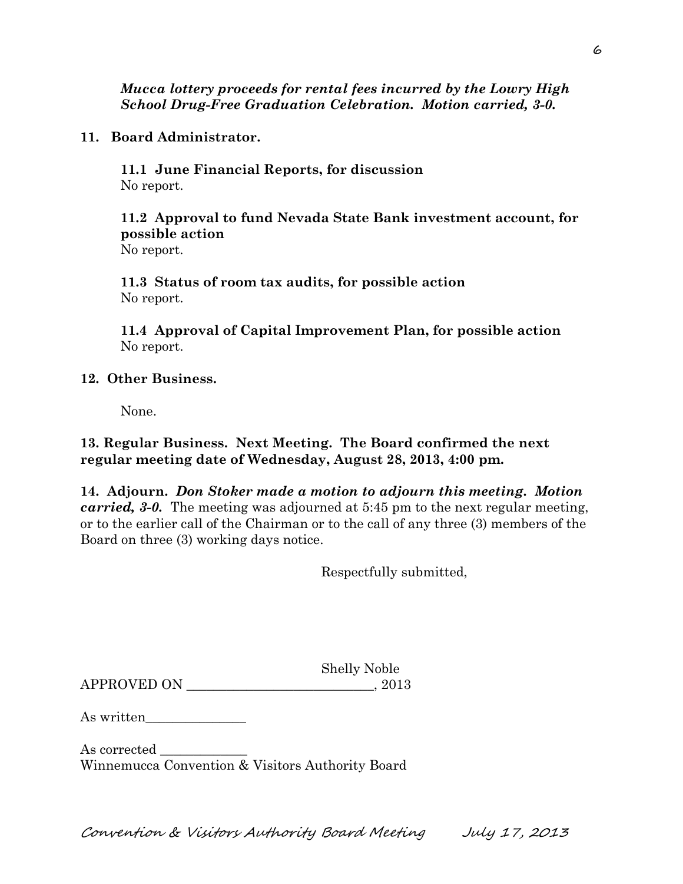***Mucca lottery proceeds for rental fees incurred by the Lowry High School Drug-Free Graduation Celebration. Motion carried, 3-0.***

**11. Board Administrator.**

**11.1 June Financial Reports, for discussion**
No report.

**11.2 Approval to fund Nevada State Bank investment account, for possible action**
No report.

**11.3 Status of room tax audits, for possible action**
No report.

**11.4 Approval of Capital Improvement Plan, for possible action**
No report.

**12. Other Business.**

None.

**13. Regular Business. Next Meeting. The Board confirmed the next regular meeting date of Wednesday, August 28, 2013, 4:00 pm.**

**14. Adjourn.** ***Don Stoker made a motion to adjourn this meeting. Motion carried, 3-0.*** The meeting was adjourned at 5:45 pm to the next regular meeting, or to the earlier call of the Chairman or to the call of any three (3) members of the Board on three (3) working days notice.

Respectfully submitted,

Shelly Noble

APPROVED ON ____________________________, 2013

As written_______________

As corrected _____________
Winnemucca Convention & Visitors Authority Board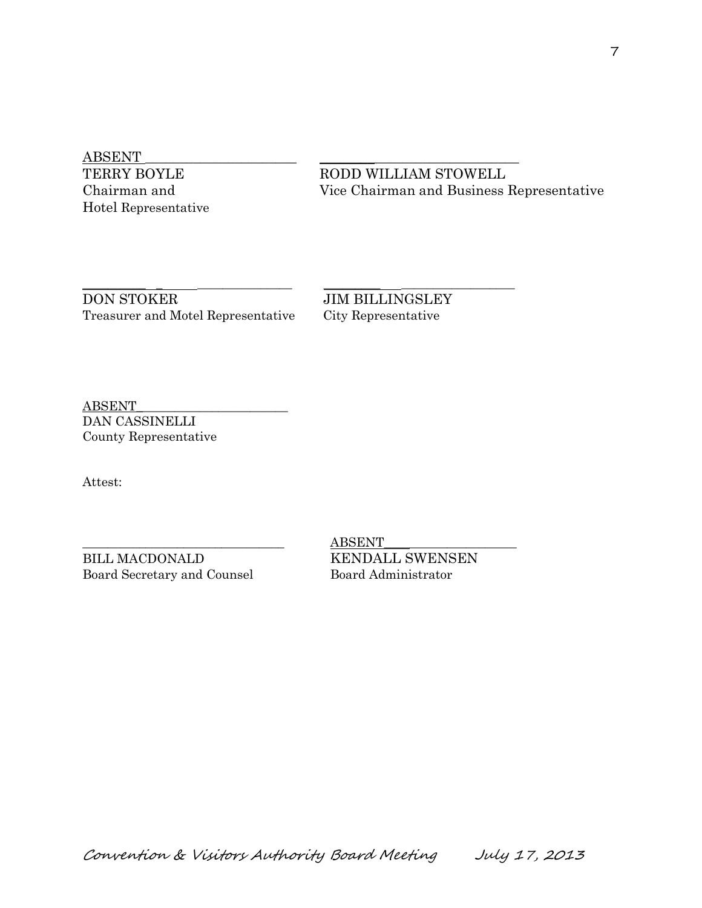ABSENT________________________
TERRY BOYLE
Chairman and
Hotel Representative

_____________________________
RODD WILLIAM STOWELL
Vice Chairman and Business Representative

_____________________________
DON STOKER
Treasurer and Motel Representative

_____________________________
JIM BILLINGSLEY
City Representative

ABSENT________________________
DAN CASSINELLI
County Representative

Attest:

_____________________________
BILL MACDONALD
Board Secretary and Counsel

ABSENT________________________
KENDALL SWENSEN
Board Administrator